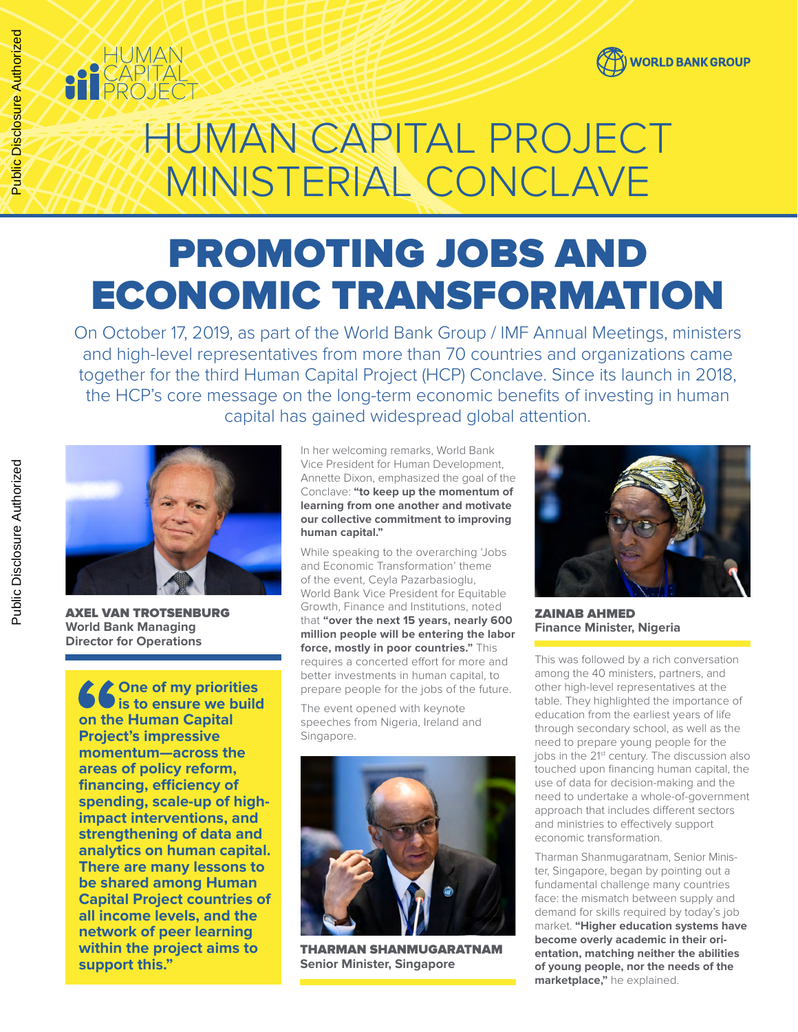HUMAN CAPITAL PROJECT

WORLD BANK GROUP

# HUMAN CAPITAL PROJECT MINISTERIAL CONCLAVE

## PROMOTING JOBS AND ECONOMIC TRANSFORMATION

On October 17, 2019, as part of the World Bank Group / IMF Annual Meetings, ministers and high-level representatives from more than 70 countries and organizations came together for the third Human Capital Project (HCP) Conclave. Since its launch in 2018, the HCP's core message on the long-term economic benefits of investing in human capital has gained widespread global attention.

**AXEL VAN TROTSENBURG**
**World Bank Managing Director for Operations**

> **"One of my priorities is to ensure we build on the Human Capital Project's impressive momentum—across the areas of policy reform, financing, efficiency of spending, scale-up of high-impact interventions, and strengthening of data and analytics on human capital. There are many lessons to be shared among Human Capital Project countries of all income levels, and the network of peer learning within the project aims to support this."**

In her welcoming remarks, World Bank Vice President for Human Development, Annette Dixon, emphasized the goal of the Conclave: **"to keep up the momentum of learning from one another and motivate our collective commitment to improving human capital."**

While speaking to the overarching 'Jobs and Economic Transformation' theme of the event, Ceyla Pazarbasioglu, World Bank Vice President for Equitable Growth, Finance and Institutions, noted that **"over the next 15 years, nearly 600 million people will be entering the labor force, mostly in poor countries."** This requires a concerted effort for more and better investments in human capital, to prepare people for the jobs of the future.

The event opened with keynote speeches from Nigeria, Ireland and Singapore.

**THARMAN SHANMUGARATNAM**
**Senior Minister, Singapore**

**ZAINAB AHMED**
**Finance Minister, Nigeria**

This was followed by a rich conversation among the 40 ministers, partners, and other high-level representatives at the table. They highlighted the importance of education from the earliest years of life through secondary school, as well as the need to prepare young people for the jobs in the 21st century. The discussion also touched upon financing human capital, the use of data for decision-making and the need to undertake a whole-of-government approach that includes different sectors and ministries to effectively support economic transformation.

Tharman Shanmugaratnam, Senior Minister, Singapore, began by pointing out a fundamental challenge many countries face: the mismatch between supply and demand for skills required by today's job market. **"Higher education systems have become overly academic in their orientation, matching neither the abilities of young people, nor the needs of the marketplace,"** he explained.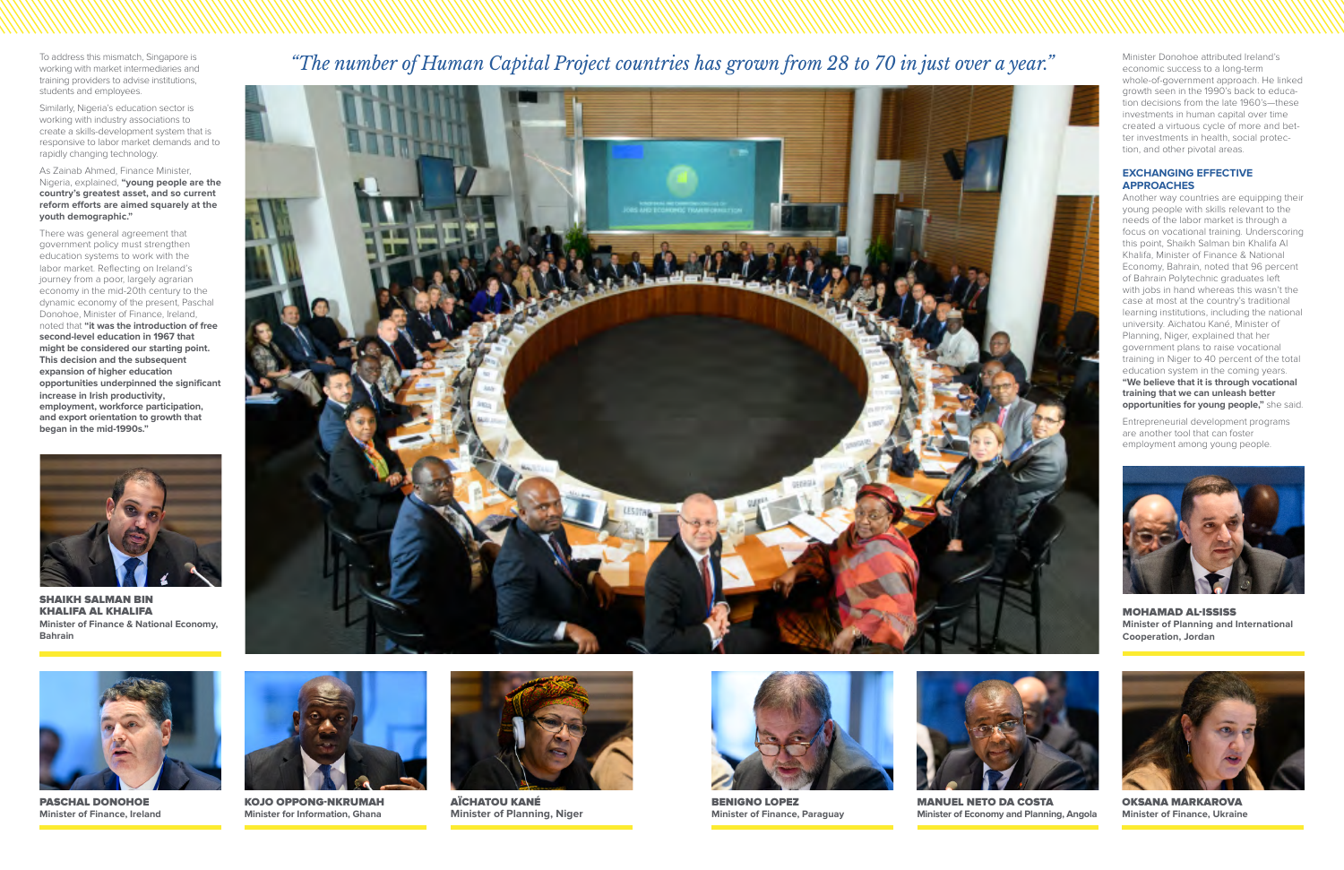To address this mismatch, Singapore is working with market intermediaries and training providers to advise institutions, students and employees.

Similarly, Nigeria's education sector is working with industry associations to create a skills-development system that is responsive to labor market demands and to rapidly changing technology.

As Zainab Ahmed, Finance Minister, Nigeria, explained, **"young people are the country's greatest asset, and so current reform efforts are aimed squarely at the youth demographic."**

There was general agreement that government policy must strengthen education systems to work with the labor market. Reflecting on Ireland's journey from a poor, largely agrarian economy in the mid-20th century to the dynamic economy of the present, Paschal Donohoe, Minister of Finance, Ireland, noted that **"it was the introduction of free second-level education in 1967 that might be considered our starting point. This decision and the subsequent expansion of higher education opportunities underpinned the significant increase in Irish productivity, employment, workforce participation, and export orientation to growth that began in the mid-1990s."**

*"The number of Human Capital Project countries has grown from 28 to 70 in just over a year."*

Minister Donohoe attributed Ireland's economic success to a long-term whole-of-government approach. He linked growth seen in the 1990's back to education decisions from the late 1960's—these investments in human capital over time created a virtuous cycle of more and better investments in health, social protection, and other pivotal areas.

### EXCHANGING EFFECTIVE APPROACHES

Another way countries are equipping their young people with skills relevant to the needs of the labor market is through a focus on vocational training. Underscoring this point, Shaikh Salman bin Khalifa Al Khalifa, Minister of Finance & National Economy, Bahrain, noted that 96 percent of Bahrain Polytechnic graduates left with jobs in hand whereas this wasn't the case at most at the country's traditional learning institutions, including the national university. Aïchatou Kané, Minister of Planning, Niger, explained that her government plans to raise vocational training in Niger to 40 percent of the total education system in the coming years. **"We believe that it is through vocational training that we can unleash better opportunities for young people,"** she said.

Entrepreneurial development programs are another tool that can foster employment among young people.

**SHAIKH SALMAN BIN KHALIFA AL KHALIFA**
**Minister of Finance & National Economy, Bahrain**

**MOHAMAD AL-ISSISS**
**Minister of Planning and International Cooperation, Jordan**

**PASCHAL DONOHOE**
**Minister of Finance, Ireland**

**KOJO OPPONG-NKRUMAH**
**Minister for Information, Ghana**

**AÏCHATOU KANÉ**
**Minister of Planning, Niger**

**BENIGNO LOPEZ**
**Minister of Finance, Paraguay**

**MANUEL NETO DA COSTA**
**Minister of Economy and Planning, Angola**

**OKSANA MARKAROVA**
**Minister of Finance, Ukraine**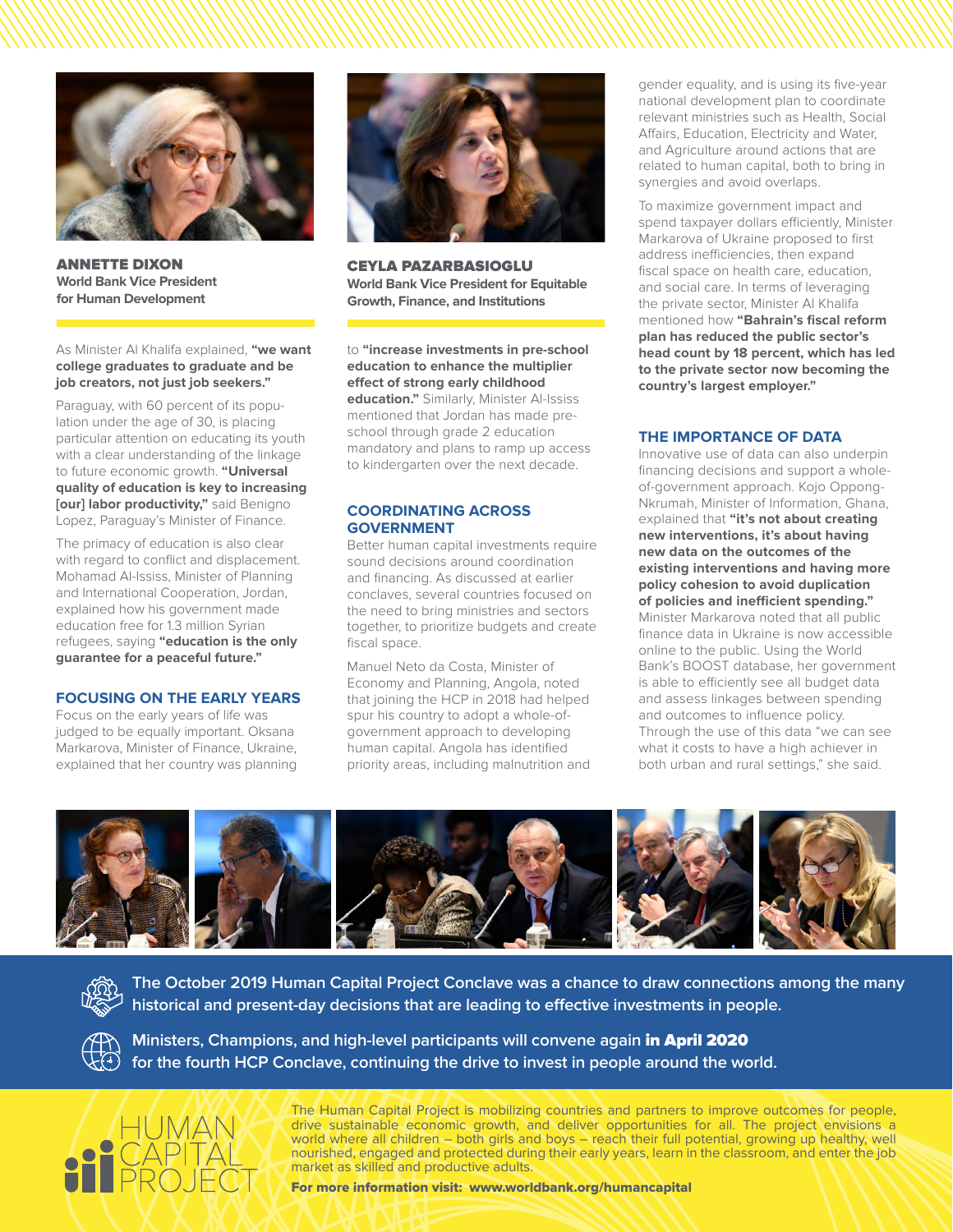**ANNETTE DIXON**
**World Bank Vice President for Human Development**

**CEYLA PAZARBASIOGLU**
**World Bank Vice President for Equitable Growth, Finance, and Institutions**

As Minister Al Khalifa explained, **"we want college graduates to graduate and be job creators, not just job seekers."**

Paraguay, with 60 percent of its population under the age of 30, is placing particular attention on educating its youth with a clear understanding of the linkage to future economic growth. **"Universal quality of education is key to increasing [our] labor productivity,"** said Benigno Lopez, Paraguay's Minister of Finance.

The primacy of education is also clear with regard to conflict and displacement. Mohamad Al-Ississ, Minister of Planning and International Cooperation, Jordan, explained how his government made education free for 1.3 million Syrian refugees, saying **"education is the only guarantee for a peaceful future."**

## FOCUSING ON THE EARLY YEARS

Focus on the early years of life was judged to be equally important. Oksana Markarova, Minister of Finance, Ukraine, explained that her country was planning to **"increase investments in pre-school education to enhance the multiplier effect of strong early childhood education."** Similarly, Minister Al-Ississ mentioned that Jordan has made pre-school through grade 2 education mandatory and plans to ramp up access to kindergarten over the next decade.

## COORDINATING ACROSS GOVERNMENT

Better human capital investments require sound decisions around coordination and financing. As discussed at earlier conclaves, several countries focused on the need to bring ministries and sectors together, to prioritize budgets and create fiscal space.

Manuel Neto da Costa, Minister of Economy and Planning, Angola, noted that joining the HCP in 2018 had helped spur his country to adopt a whole-of-government approach to developing human capital. Angola has identified priority areas, including malnutrition and gender equality, and is using its five-year national development plan to coordinate relevant ministries such as Health, Social Affairs, Education, Electricity and Water, and Agriculture around actions that are related to human capital, both to bring in synergies and avoid overlaps.

To maximize government impact and spend taxpayer dollars efficiently, Minister Markarova of Ukraine proposed to first address inefficiencies, then expand fiscal space on health care, education, and social care. In terms of leveraging the private sector, Minister Al Khalifa mentioned how **"Bahrain's fiscal reform plan has reduced the public sector's head count by 18 percent, which has led to the private sector now becoming the country's largest employer."**

## THE IMPORTANCE OF DATA

Innovative use of data can also underpin financing decisions and support a whole-of-government approach. Kojo Oppong-Nkrumah, Minister of Information, Ghana, explained that **"it's not about creating new interventions, it's about having new data on the outcomes of the existing interventions and having more policy cohesion to avoid duplication of policies and inefficient spending."** Minister Markarova noted that all public finance data in Ukraine is now accessible online to the public. Using the World Bank's BOOST database, her government is able to efficiently see all budget data and assess linkages between spending and outcomes to influence policy. Through the use of this data "we can see what it costs to have a high achiever in both urban and rural settings," she said.

**The October 2019 Human Capital Project Conclave was a chance to draw connections among the many historical and present-day decisions that are leading to effective investments in people.**

**Ministers, Champions, and high-level participants will convene again in April 2020 for the fourth HCP Conclave, continuing the drive to invest in people around the world.**

HUMAN CAPITAL PROJECT

The Human Capital Project is mobilizing countries and partners to improve outcomes for people, drive sustainable economic growth, and deliver opportunities for all. The project envisions a world where all children – both girls and boys – reach their full potential, growing up healthy, well nourished, engaged and protected during their early years, learn in the classroom, and enter the job market as skilled and productive adults.

**For more information visit: www.worldbank.org/humancapital**